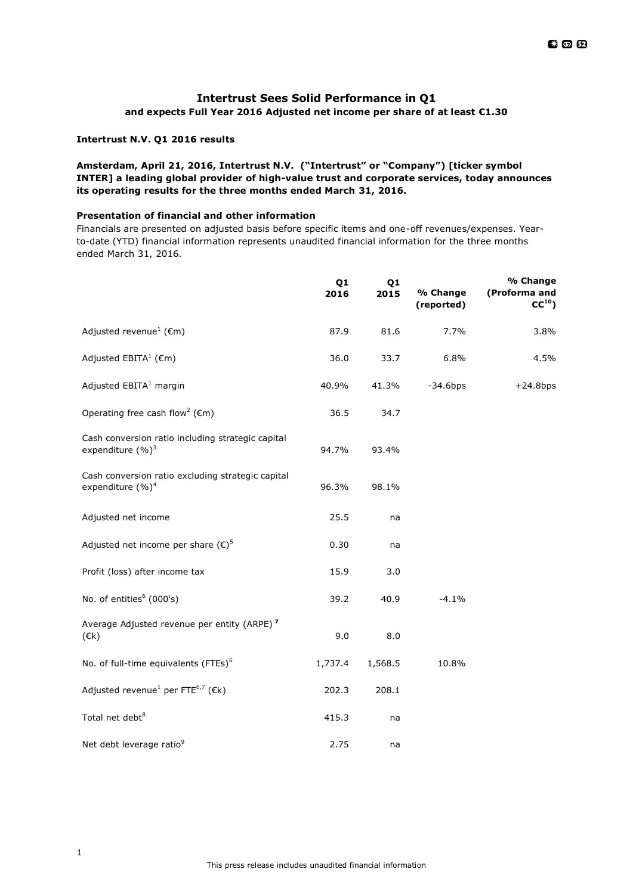## Intertrust Sees Solid Performance in Q1

**and expects Full Year 2016 Adjusted net income per share of at least €1.30**

**Intertrust N.V. Q1 2016 results**

**Amsterdam, April 21, 2016, Intertrust N.V. ("Intertrust" or "Company") [ticker symbol INTER] a leading global provider of high-value trust and corporate services, today announces its operating results for the three months ended March 31, 2016.**

**Presentation of financial and other information**

Financials are presented on adjusted basis before specific items and one-off revenues/expenses. Year-to-date (YTD) financial information represents unaudited financial information for the three months ended March 31, 2016.

| | Q1 2016 | Q1 2015 | % Change (reported) | % Change (Proforma and CC[10]) |
|---|---|---|---|---|
| Adjusted revenue[1] (€m) | 87.9 | 81.6 | 7.7% | 3.8% |
| Adjusted EBITA[1] (€m) | 36.0 | 33.7 | 6.8% | 4.5% |
| Adjusted EBITA[1] margin | 40.9% | 41.3% | -34.6bps | +24.8bps |
| Operating free cash flow[2] (€m) | 36.5 | 34.7 | | |
| Cash conversion ratio including strategic capital expenditure (%)[3] | 94.7% | 93.4% | | |
| Cash conversion ratio excluding strategic capital expenditure (%)[4] | 96.3% | 98.1% | | |
| Adjusted net income | 25.5 | na | | |
| Adjusted net income per share (€)[5] | 0.30 | na | | |
| Profit (loss) after income tax | 15.9 | 3.0 | | |
| No. of entities[6] (000's) | 39.2 | 40.9 | -4.1% | |
| Average Adjusted revenue per entity (ARPE)[7] (€k) | 9.0 | 8.0 | | |
| No. of full-time equivalents (FTEs)[6] | 1,737.4 | 1,568.5 | 10.8% | |
| Adjusted revenue[1] per FTE[6,7] (€k) | 202.3 | 208.1 | | |
| Total net debt[8] | 415.3 | na | | |
| Net debt leverage ratio[9] | 2.75 | na | | |

This press release includes unaudited financial information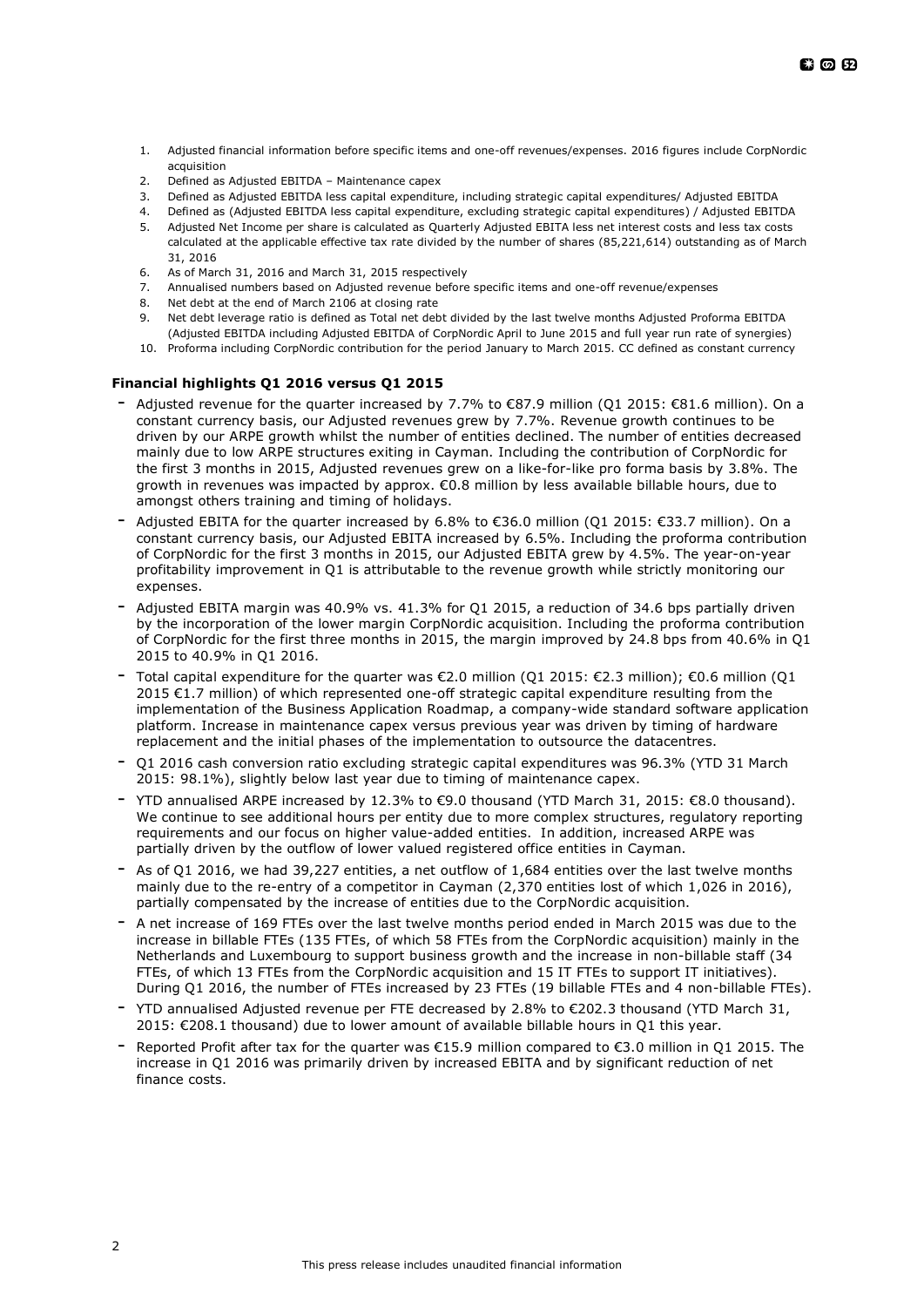1. Adjusted financial information before specific items and one-off revenues/expenses. 2016 figures include CorpNordic acquisition
2. Defined as Adjusted EBITDA – Maintenance capex
3. Defined as Adjusted EBITDA less capital expenditure, including strategic capital expenditures/ Adjusted EBITDA
4. Defined as (Adjusted EBITDA less capital expenditure, excluding strategic capital expenditures) / Adjusted EBITDA
5. Adjusted Net Income per share is calculated as Quarterly Adjusted EBITA less net interest costs and less tax costs calculated at the applicable effective tax rate divided by the number of shares (85,221,614) outstanding as of March 31, 2016
6. As of March 31, 2016 and March 31, 2015 respectively
7. Annualised numbers based on Adjusted revenue before specific items and one-off revenue/expenses
8. Net debt at the end of March 2106 at closing rate
9. Net debt leverage ratio is defined as Total net debt divided by the last twelve months Adjusted Proforma EBITDA (Adjusted EBITDA including Adjusted EBITDA of CorpNordic April to June 2015 and full year run rate of synergies)
10. Proforma including CorpNordic contribution for the period January to March 2015. CC defined as constant currency

**Financial highlights Q1 2016 versus Q1 2015**

- Adjusted revenue for the quarter increased by 7.7% to €87.9 million (Q1 2015: €81.6 million). On a constant currency basis, our Adjusted revenues grew by 7.7%. Revenue growth continues to be driven by our ARPE growth whilst the number of entities declined. The number of entities decreased mainly due to low ARPE structures exiting in Cayman. Including the contribution of CorpNordic for the first 3 months in 2015, Adjusted revenues grew on a like-for-like pro forma basis by 3.8%. The growth in revenues was impacted by approx. €0.8 million by less available billable hours, due to amongst others training and timing of holidays.
- Adjusted EBITA for the quarter increased by 6.8% to €36.0 million (Q1 2015: €33.7 million). On a constant currency basis, our Adjusted EBITA increased by 6.5%. Including the proforma contribution of CorpNordic for the first 3 months in 2015, our Adjusted EBITA grew by 4.5%. The year-on-year profitability improvement in Q1 is attributable to the revenue growth while strictly monitoring our expenses.
- Adjusted EBITA margin was 40.9% vs. 41.3% for Q1 2015, a reduction of 34.6 bps partially driven by the incorporation of the lower margin CorpNordic acquisition. Including the proforma contribution of CorpNordic for the first three months in 2015, the margin improved by 24.8 bps from 40.6% in Q1 2015 to 40.9% in Q1 2016.
- Total capital expenditure for the quarter was €2.0 million (Q1 2015: €2.3 million); €0.6 million (Q1 2015 €1.7 million) of which represented one-off strategic capital expenditure resulting from the implementation of the Business Application Roadmap, a company-wide standard software application platform. Increase in maintenance capex versus previous year was driven by timing of hardware replacement and the initial phases of the implementation to outsource the datacentres.
- Q1 2016 cash conversion ratio excluding strategic capital expenditures was 96.3% (YTD 31 March 2015: 98.1%), slightly below last year due to timing of maintenance capex.
- YTD annualised ARPE increased by 12.3% to €9.0 thousand (YTD March 31, 2015: €8.0 thousand). We continue to see additional hours per entity due to more complex structures, regulatory reporting requirements and our focus on higher value-added entities. In addition, increased ARPE was partially driven by the outflow of lower valued registered office entities in Cayman.
- As of Q1 2016, we had 39,227 entities, a net outflow of 1,684 entities over the last twelve months mainly due to the re-entry of a competitor in Cayman (2,370 entities lost of which 1,026 in 2016), partially compensated by the increase of entities due to the CorpNordic acquisition.
- A net increase of 169 FTEs over the last twelve months period ended in March 2015 was due to the increase in billable FTEs (135 FTEs, of which 58 FTEs from the CorpNordic acquisition) mainly in the Netherlands and Luxembourg to support business growth and the increase in non-billable staff (34 FTEs, of which 13 FTEs from the CorpNordic acquisition and 15 IT FTEs to support IT initiatives). During Q1 2016, the number of FTEs increased by 23 FTEs (19 billable FTEs and 4 non-billable FTEs).
- YTD annualised Adjusted revenue per FTE decreased by 2.8% to €202.3 thousand (YTD March 31, 2015: €208.1 thousand) due to lower amount of available billable hours in Q1 this year.
- Reported Profit after tax for the quarter was €15.9 million compared to €3.0 million in Q1 2015. The increase in Q1 2016 was primarily driven by increased EBITA and by significant reduction of net finance costs.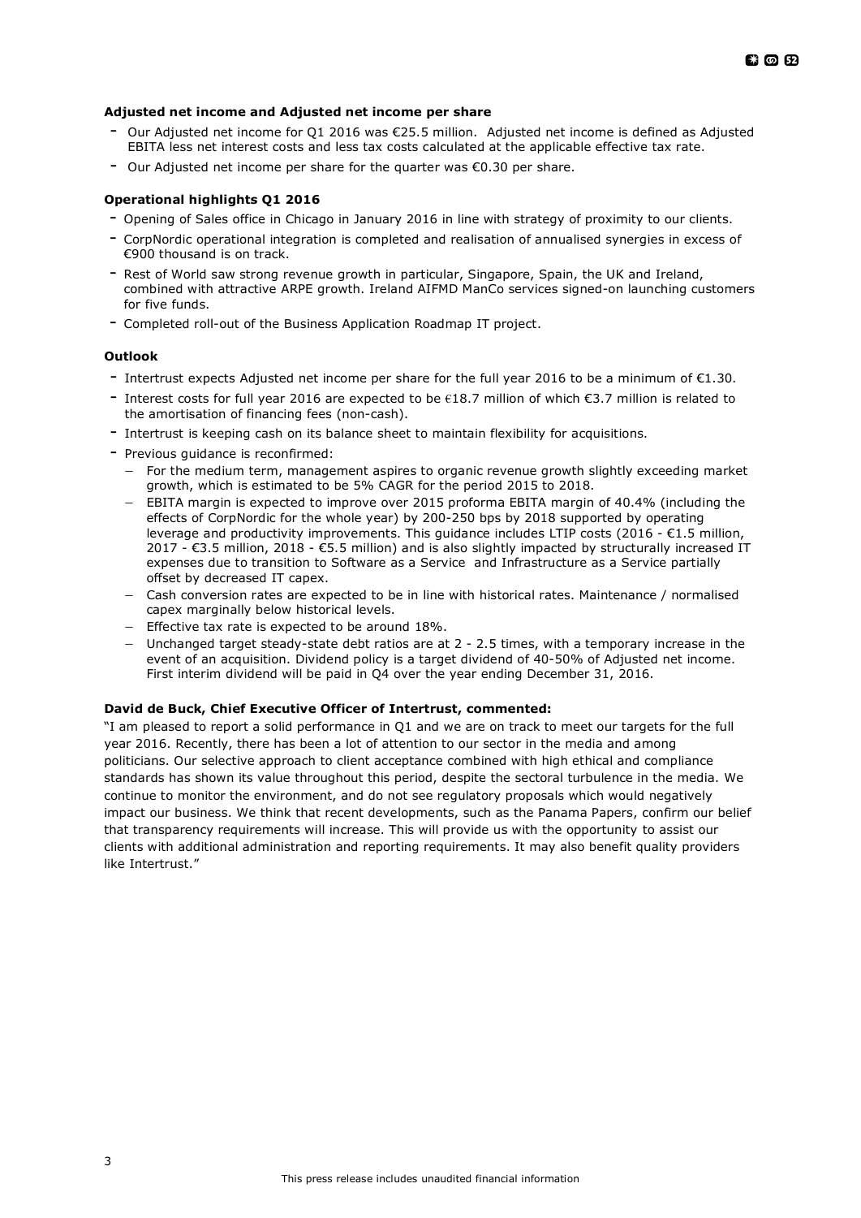**Adjusted net income and Adjusted net income per share**

- Our Adjusted net income for Q1 2016 was €25.5 million. Adjusted net income is defined as Adjusted EBITA less net interest costs and less tax costs calculated at the applicable effective tax rate.
- Our Adjusted net income per share for the quarter was €0.30 per share.

**Operational highlights Q1 2016**

- Opening of Sales office in Chicago in January 2016 in line with strategy of proximity to our clients.
- CorpNordic operational integration is completed and realisation of annualised synergies in excess of €900 thousand is on track.
- Rest of World saw strong revenue growth in particular, Singapore, Spain, the UK and Ireland, combined with attractive ARPE growth. Ireland AIFMD ManCo services signed-on launching customers for five funds.
- Completed roll-out of the Business Application Roadmap IT project.

**Outlook**

- Intertrust expects Adjusted net income per share for the full year 2016 to be a minimum of €1.30.
- Interest costs for full year 2016 are expected to be €18.7 million of which €3.7 million is related to the amortisation of financing fees (non-cash).
- Intertrust is keeping cash on its balance sheet to maintain flexibility for acquisitions.
- Previous guidance is reconfirmed:
  - For the medium term, management aspires to organic revenue growth slightly exceeding market growth, which is estimated to be 5% CAGR for the period 2015 to 2018.
  - EBITA margin is expected to improve over 2015 proforma EBITA margin of 40.4% (including the effects of CorpNordic for the whole year) by 200-250 bps by 2018 supported by operating leverage and productivity improvements. This guidance includes LTIP costs (2016 - €1.5 million, 2017 - €3.5 million, 2018 - €5.5 million) and is also slightly impacted by structurally increased IT expenses due to transition to Software as a Service and Infrastructure as a Service partially offset by decreased IT capex.
  - Cash conversion rates are expected to be in line with historical rates. Maintenance / normalised capex marginally below historical levels.
  - Effective tax rate is expected to be around 18%.
  - Unchanged target steady-state debt ratios are at 2 - 2.5 times, with a temporary increase in the event of an acquisition. Dividend policy is a target dividend of 40-50% of Adjusted net income. First interim dividend will be paid in Q4 over the year ending December 31, 2016.

**David de Buck, Chief Executive Officer of Intertrust, commented:**

"I am pleased to report a solid performance in Q1 and we are on track to meet our targets for the full year 2016. Recently, there has been a lot of attention to our sector in the media and among politicians. Our selective approach to client acceptance combined with high ethical and compliance standards has shown its value throughout this period, despite the sectoral turbulence in the media. We continue to monitor the environment, and do not see regulatory proposals which would negatively impact our business. We think that recent developments, such as the Panama Papers, confirm our belief that transparency requirements will increase. This will provide us with the opportunity to assist our clients with additional administration and reporting requirements. It may also benefit quality providers like Intertrust."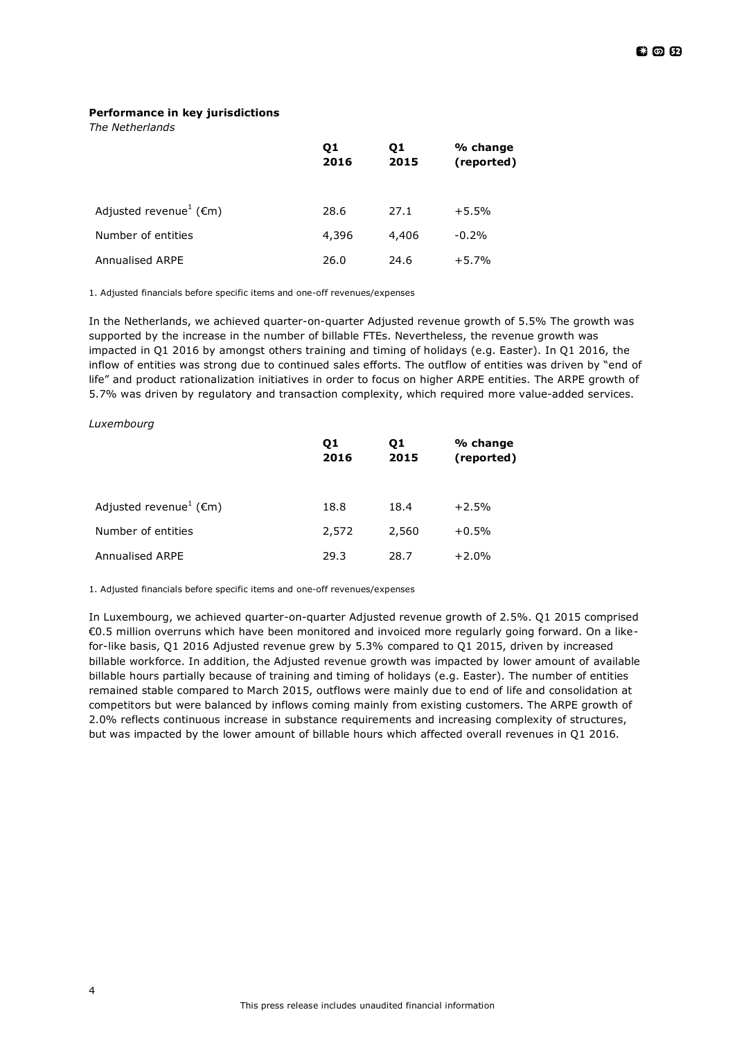**Performance in key jurisdictions**

*The Netherlands*

| | Q1 2016 | Q1 2015 | % change (reported) |
|---|---|---|---|
| Adjusted revenue[1] (€m) | 28.6 | 27.1 | +5.5% |
| Number of entities | 4,396 | 4,406 | -0.2% |
| Annualised ARPE | 26.0 | 24.6 | +5.7% |

1. Adjusted financials before specific items and one-off revenues/expenses

In the Netherlands, we achieved quarter-on-quarter Adjusted revenue growth of 5.5% The growth was supported by the increase in the number of billable FTEs. Nevertheless, the revenue growth was impacted in Q1 2016 by amongst others training and timing of holidays (e.g. Easter). In Q1 2016, the inflow of entities was strong due to continued sales efforts. The outflow of entities was driven by "end of life" and product rationalization initiatives in order to focus on higher ARPE entities. The ARPE growth of 5.7% was driven by regulatory and transaction complexity, which required more value-added services.

*Luxembourg*

| | Q1 2016 | Q1 2015 | % change (reported) |
|---|---|---|---|
| Adjusted revenue[1] (€m) | 18.8 | 18.4 | +2.5% |
| Number of entities | 2,572 | 2,560 | +0.5% |
| Annualised ARPE | 29.3 | 28.7 | +2.0% |

1. Adjusted financials before specific items and one-off revenues/expenses

In Luxembourg, we achieved quarter-on-quarter Adjusted revenue growth of 2.5%. Q1 2015 comprised €0.5 million overruns which have been monitored and invoiced more regularly going forward. On a like-for-like basis, Q1 2016 Adjusted revenue grew by 5.3% compared to Q1 2015, driven by increased billable workforce. In addition, the Adjusted revenue growth was impacted by lower amount of available billable hours partially because of training and timing of holidays (e.g. Easter). The number of entities remained stable compared to March 2015, outflows were mainly due to end of life and consolidation at competitors but were balanced by inflows coming mainly from existing customers. The ARPE growth of 2.0% reflects continuous increase in substance requirements and increasing complexity of structures, but was impacted by the lower amount of billable hours which affected overall revenues in Q1 2016.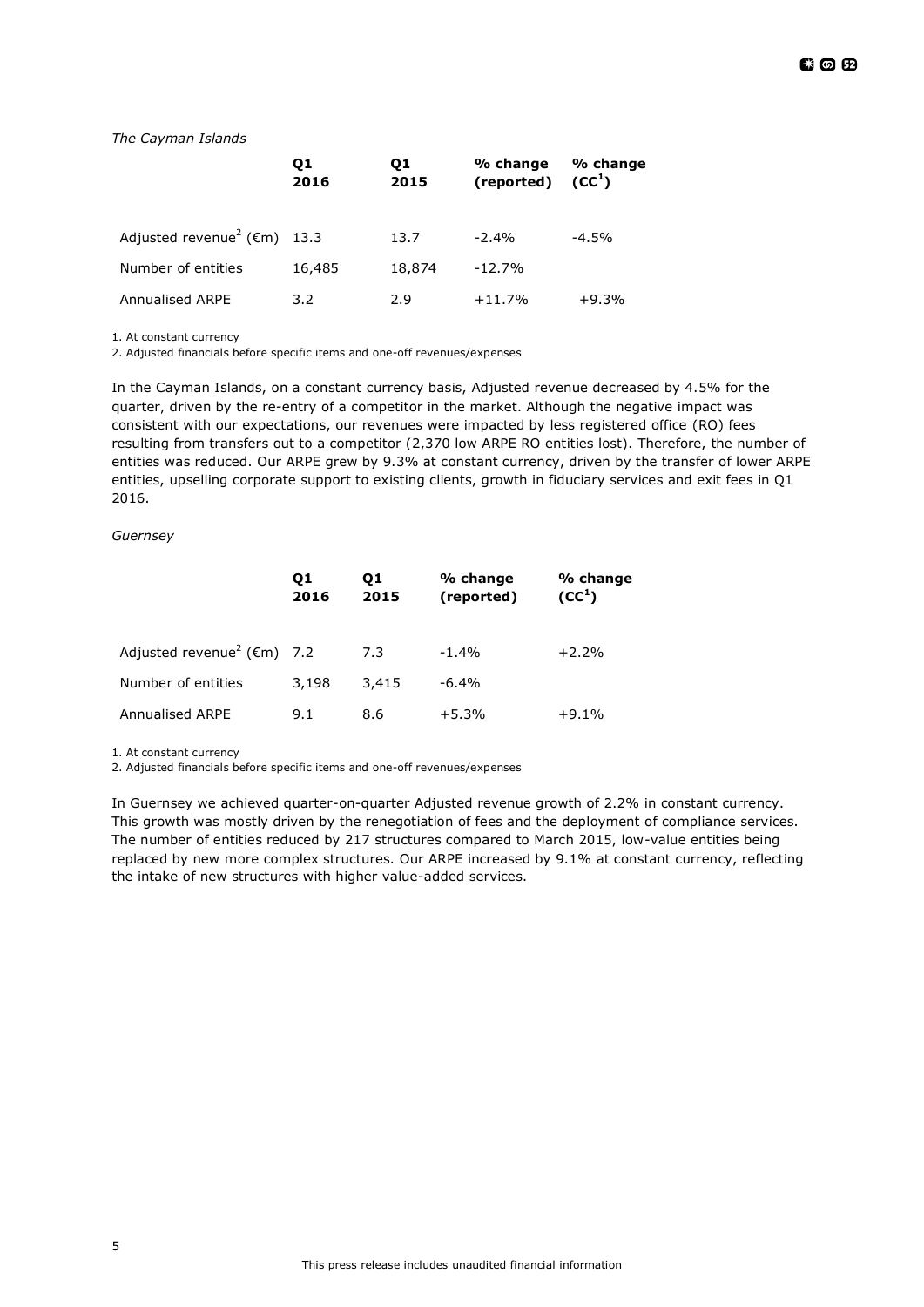*The Cayman Islands*

| | Q1 2016 | Q1 2015 | % change (reported) | % change (CC[1]) |
|---|---|---|---|---|
| Adjusted revenue[2] (€m) | 13.3 | 13.7 | -2.4% | -4.5% |
| Number of entities | 16,485 | 18,874 | -12.7% | |
| Annualised ARPE | 3.2 | 2.9 | +11.7% | +9.3% |

1. At constant currency
2. Adjusted financials before specific items and one-off revenues/expenses

In the Cayman Islands, on a constant currency basis, Adjusted revenue decreased by 4.5% for the quarter, driven by the re-entry of a competitor in the market. Although the negative impact was consistent with our expectations, our revenues were impacted by less registered office (RO) fees resulting from transfers out to a competitor (2,370 low ARPE RO entities lost). Therefore, the number of entities was reduced. Our ARPE grew by 9.3% at constant currency, driven by the transfer of lower ARPE entities, upselling corporate support to existing clients, growth in fiduciary services and exit fees in Q1 2016.

*Guernsey*

| | Q1 2016 | Q1 2015 | % change (reported) | % change (CC[1]) |
|---|---|---|---|---|
| Adjusted revenue[2] (€m) | 7.2 | 7.3 | -1.4% | +2.2% |
| Number of entities | 3,198 | 3,415 | -6.4% | |
| Annualised ARPE | 9.1 | 8.6 | +5.3% | +9.1% |

1. At constant currency
2. Adjusted financials before specific items and one-off revenues/expenses

In Guernsey we achieved quarter-on-quarter Adjusted revenue growth of 2.2% in constant currency. This growth was mostly driven by the renegotiation of fees and the deployment of compliance services. The number of entities reduced by 217 structures compared to March 2015, low-value entities being replaced by new more complex structures. Our ARPE increased by 9.1% at constant currency, reflecting the intake of new structures with higher value-added services.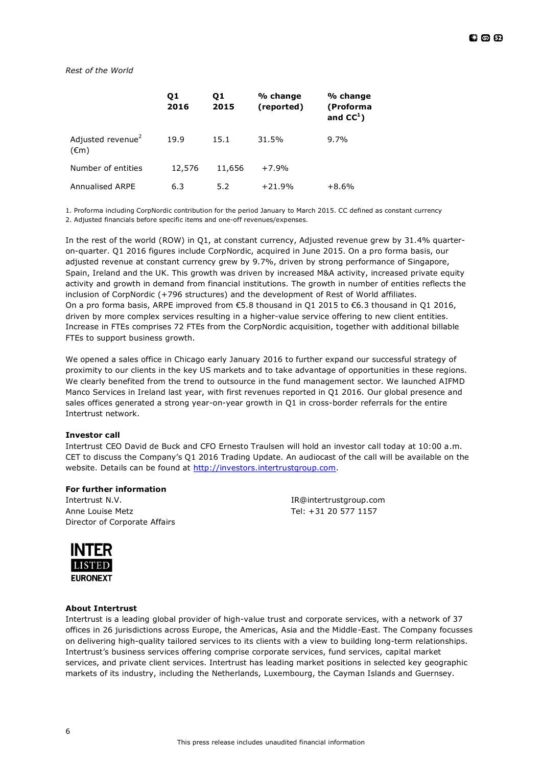*Rest of the World*

| | Q1 2016 | Q1 2015 | % change (reported) | % change (Proforma and CC[1]) |
|---|---|---|---|---|
| Adjusted revenue[2] (€m) | 19.9 | 15.1 | 31.5% | 9.7% |
| Number of entities | 12,576 | 11,656 | +7.9% | |
| Annualised ARPE | 6.3 | 5.2 | +21.9% | +8.6% |

1. Proforma including CorpNordic contribution for the period January to March 2015. CC defined as constant currency
2. Adjusted financials before specific items and one-off revenues/expenses.

In the rest of the world (ROW) in Q1, at constant currency, Adjusted revenue grew by 31.4% quarter-on-quarter. Q1 2016 figures include CorpNordic, acquired in June 2015. On a pro forma basis, our adjusted revenue at constant currency grew by 9.7%, driven by strong performance of Singapore, Spain, Ireland and the UK. This growth was driven by increased M&A activity, increased private equity activity and growth in demand from financial institutions. The growth in number of entities reflects the inclusion of CorpNordic (+796 structures) and the development of Rest of World affiliates.
On a pro forma basis, ARPE improved from €5.8 thousand in Q1 2015 to €6.3 thousand in Q1 2016, driven by more complex services resulting in a higher-value service offering to new client entities. Increase in FTEs comprises 72 FTEs from the CorpNordic acquisition, together with additional billable FTEs to support business growth.

We opened a sales office in Chicago early January 2016 to further expand our successful strategy of proximity to our clients in the key US markets and to take advantage of opportunities in these regions. We clearly benefited from the trend to outsource in the fund management sector. We launched AIFMD Manco Services in Ireland last year, with first revenues reported in Q1 2016. Our global presence and sales offices generated a strong year-on-year growth in Q1 in cross-border referrals for the entire Intertrust network.

**Investor call**
Intertrust CEO David de Buck and CFO Ernesto Traulsen will hold an investor call today at 10:00 a.m. CET to discuss the Company's Q1 2016 Trading Update. An audiocast of the call will be available on the website. Details can be found at http://investors.intertrustgroup.com.

**For further information**
Intertrust N.V.
Anne Louise Metz
Director of Corporate Affairs

IR@intertrustgroup.com
Tel: +31 20 577 1157

INTER LISTED EURONEXT

**About Intertrust**
Intertrust is a leading global provider of high-value trust and corporate services, with a network of 37 offices in 26 jurisdictions across Europe, the Americas, Asia and the Middle-East. The Company focusses on delivering high-quality tailored services to its clients with a view to building long-term relationships. Intertrust's business services offering comprise corporate services, fund services, capital market services, and private client services. Intertrust has leading market positions in selected key geographic markets of its industry, including the Netherlands, Luxembourg, the Cayman Islands and Guernsey.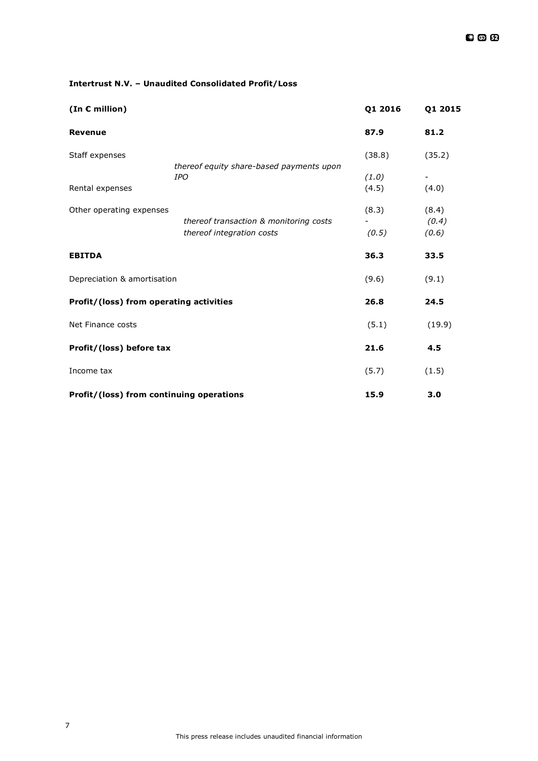**Intertrust N.V. – Unaudited Consolidated Profit/Loss**

| (In € million) | Q1 2016 | Q1 2015 |
|---|---|---|
| **Revenue** | **87.9** | **81.2** |
| Staff expenses | (38.8) | (35.2) |
| *thereof equity share-based payments upon IPO* | *(1.0)* | - |
| Rental expenses | (4.5) | (4.0) |
| Other operating expenses | (8.3) | (8.4) |
| *thereof transaction & monitoring costs* | - | *(0.4)* |
| *thereof integration costs* | *(0.5)* | *(0.6)* |
| **EBITDA** | **36.3** | **33.5** |
| Depreciation & amortisation | (9.6) | (9.1) |
| **Profit/(loss) from operating activities** | **26.8** | **24.5** |
| Net Finance costs | (5.1) | (19.9) |
| **Profit/(loss) before tax** | **21.6** | **4.5** |
| Income tax | (5.7) | (1.5) |
| **Profit/(loss) from continuing operations** | **15.9** | **3.0** |

This press release includes unaudited financial information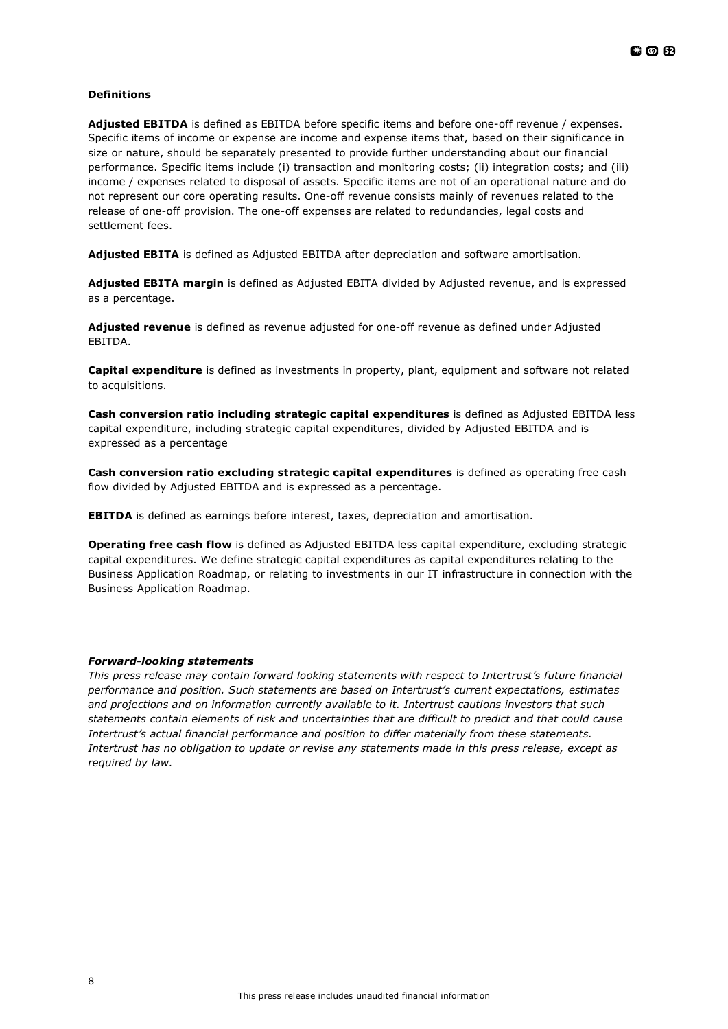**Definitions**

**Adjusted EBITDA** is defined as EBITDA before specific items and before one-off revenue / expenses. Specific items of income or expense are income and expense items that, based on their significance in size or nature, should be separately presented to provide further understanding about our financial performance. Specific items include (i) transaction and monitoring costs; (ii) integration costs; and (iii) income / expenses related to disposal of assets. Specific items are not of an operational nature and do not represent our core operating results. One-off revenue consists mainly of revenues related to the release of one-off provision. The one-off expenses are related to redundancies, legal costs and settlement fees.

**Adjusted EBITA** is defined as Adjusted EBITDA after depreciation and software amortisation.

**Adjusted EBITA margin** is defined as Adjusted EBITA divided by Adjusted revenue, and is expressed as a percentage.

**Adjusted revenue** is defined as revenue adjusted for one-off revenue as defined under Adjusted EBITDA.

**Capital expenditure** is defined as investments in property, plant, equipment and software not related to acquisitions.

**Cash conversion ratio including strategic capital expenditures** is defined as Adjusted EBITDA less capital expenditure, including strategic capital expenditures, divided by Adjusted EBITDA and is expressed as a percentage

**Cash conversion ratio excluding strategic capital expenditures** is defined as operating free cash flow divided by Adjusted EBITDA and is expressed as a percentage.

**EBITDA** is defined as earnings before interest, taxes, depreciation and amortisation.

**Operating free cash flow** is defined as Adjusted EBITDA less capital expenditure, excluding strategic capital expenditures. We define strategic capital expenditures as capital expenditures relating to the Business Application Roadmap, or relating to investments in our IT infrastructure in connection with the Business Application Roadmap.

***Forward-looking statements***

*This press release may contain forward looking statements with respect to Intertrust's future financial performance and position. Such statements are based on Intertrust's current expectations, estimates and projections and on information currently available to it. Intertrust cautions investors that such statements contain elements of risk and uncertainties that are difficult to predict and that could cause Intertrust's actual financial performance and position to differ materially from these statements. Intertrust has no obligation to update or revise any statements made in this press release, except as required by law.*

This press release includes unaudited financial information